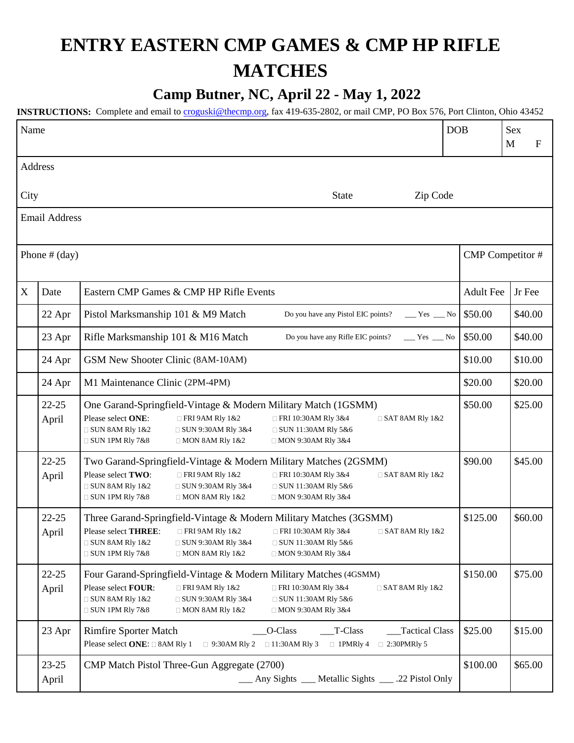# ENTRY EASTERN CMP GAMES & CMP HP RIFLE MATCHES

## Camp Butner, NC, April 22 - May 1, 2022

**INSTRUCTIONS:** Complete and email to croguski@thecmp.org, fax 419-635-2802, or mail CMP, PO Box 576, Port Clinton, Ohio 43452

| Name | | DOB | Sex M F |
|---|---|---|---|
| Address | | | |
| City | State | Zip Code | |
| Email Address | | | |
| Phone # (day) | | CMP Competitor # | |

| X | Date | Eastern CMP Games & CMP HP Rifle Events | Adult Fee | Jr Fee |
|---|---|---|---|---|
| | 22 Apr | Pistol Marksmanship 101 & M9 Match — Do you have any Pistol EIC points? ___ Yes ___ No | $50.00 | $40.00 |
| | 23 Apr | Rifle Marksmanship 101 & M16 Match — Do you have any Rifle EIC points? ___ Yes ___ No | $50.00 | $40.00 |
| | 24 Apr | GSM New Shooter Clinic (8AM-10AM) | $10.00 | $10.00 |
| | 24 Apr | M1 Maintenance Clinic (2PM-4PM) | $20.00 | $20.00 |
| | 22-25 April | One Garand-Springfield-Vintage & Modern Military Match (1GSMM)<br>Please select **ONE**: □ FRI 9AM Rly 1&2 □ FRI 10:30AM Rly 3&4 □ SAT 8AM Rly 1&2 □ SUN 8AM Rly 1&2 □ SUN 9:30AM Rly 3&4 □ SUN 11:30AM Rly 5&6 □ SUN 1PM Rly 7&8 □ MON 8AM Rly 1&2 □ MON 9:30AM Rly 3&4 | $50.00 | $25.00 |
| | 22-25 April | Two Garand-Springfield-Vintage & Modern Military Matches (2GSMM)<br>Please select **TWO**: □ FRI 9AM Rly 1&2 □ FRI 10:30AM Rly 3&4 □ SAT 8AM Rly 1&2 □ SUN 8AM Rly 1&2 □ SUN 9:30AM Rly 3&4 □ SUN 11:30AM Rly 5&6 □ SUN 1PM Rly 7&8 □ MON 8AM Rly 1&2 □ MON 9:30AM Rly 3&4 | $90.00 | $45.00 |
| | 22-25 April | Three Garand-Springfield-Vintage & Modern Military Matches (3GSMM)<br>Please select **THREE**: □ FRI 9AM Rly 1&2 □ FRI 10:30AM Rly 3&4 □ SAT 8AM Rly 1&2 □ SUN 8AM Rly 1&2 □ SUN 9:30AM Rly 3&4 □ SUN 11:30AM Rly 5&6 □ SUN 1PM Rly 7&8 □ MON 8AM Rly 1&2 □ MON 9:30AM Rly 3&4 | $125.00 | $60.00 |
| | 22-25 April | Four Garand-Springfield-Vintage & Modern Military Matches (4GSMM)<br>Please select **FOUR**: □ FRI 9AM Rly 1&2 □ FRI 10:30AM Rly 3&4 □ SAT 8AM Rly 1&2 □ SUN 8AM Rly 1&2 □ SUN 9:30AM Rly 3&4 □ SUN 11:30AM Rly 5&6 □ SUN 1PM Rly 7&8 □ MON 8AM Rly 1&2 □ MON 9:30AM Rly 3&4 | $150.00 | $75.00 |
| | 23 Apr | Rimfire Sporter Match ___O-Class ___T-Class ___Tactical Class<br>Please select **ONE**: □ 8AM Rly 1 □ 9:30AM Rly 2 □ 11:30AM Rly 3 □ 1PMRly 4 □ 2:30PMRly 5 | $25.00 | $15.00 |
| | 23-25 April | CMP Match Pistol Three-Gun Aggregate (2700)<br>___ Any Sights ___ Metallic Sights ___ .22 Pistol Only | $100.00 | $65.00 |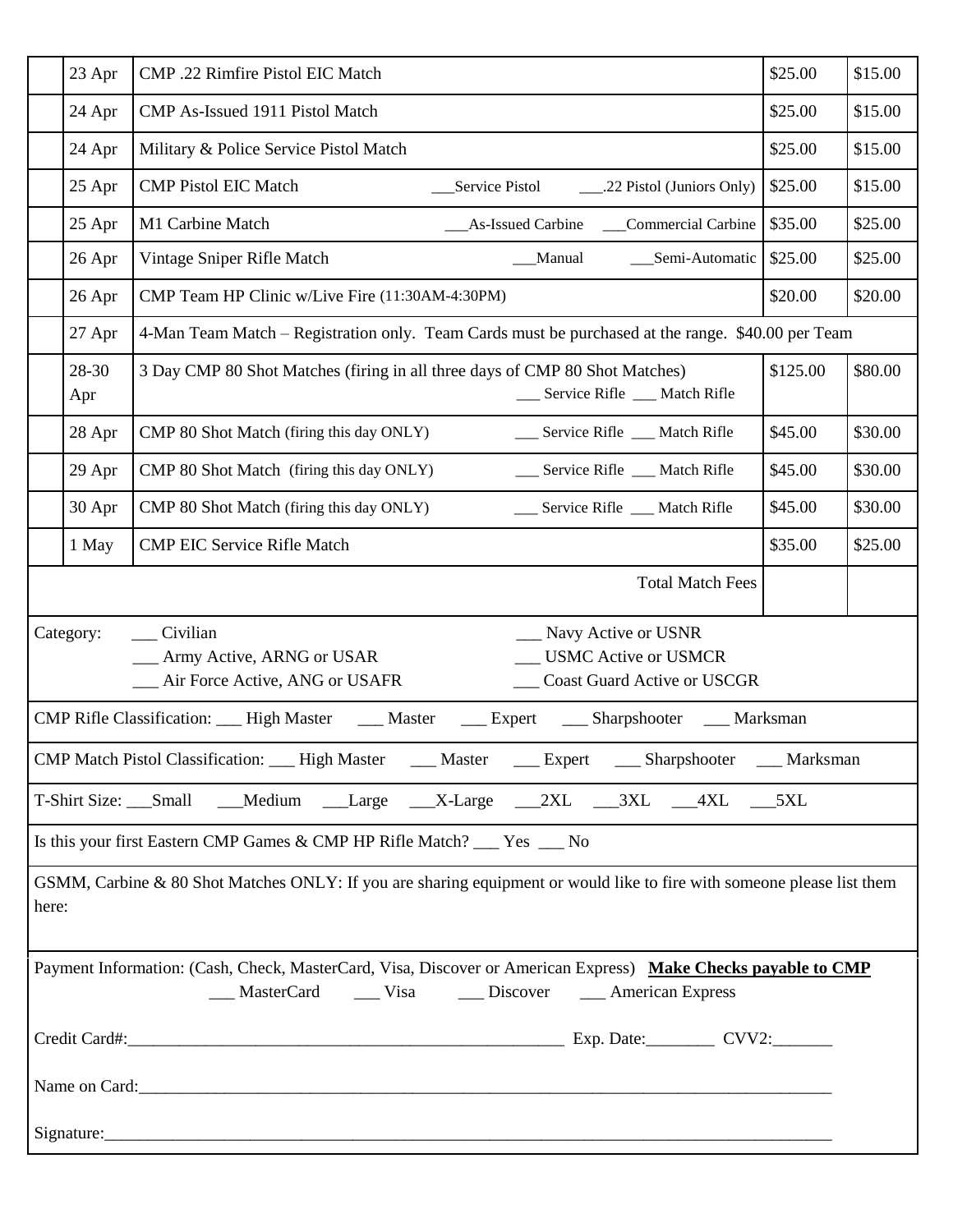| | | | | |
|---|---|---|---|---|
| | 23 Apr | CMP .22 Rimfire Pistol EIC Match | $25.00 | $15.00 |
| | 24 Apr | CMP As-Issued 1911 Pistol Match | $25.00 | $15.00 |
| | 24 Apr | Military & Police Service Pistol Match | $25.00 | $15.00 |
| | 25 Apr | CMP Pistol EIC Match ___Service Pistol ___.22 Pistol (Juniors Only) | $25.00 | $15.00 |
| | 25 Apr | M1 Carbine Match ___As-Issued Carbine ___Commercial Carbine | $35.00 | $25.00 |
| | 26 Apr | Vintage Sniper Rifle Match ___Manual ___Semi-Automatic | $25.00 | $25.00 |
| | 26 Apr | CMP Team HP Clinic w/Live Fire (11:30AM-4:30PM) | $20.00 | $20.00 |
| | 27 Apr | 4-Man Team Match – Registration only. Team Cards must be purchased at the range. $40.00 per Team | | |
| | 28-30 Apr | 3 Day CMP 80 Shot Matches (firing in all three days of CMP 80 Shot Matches) ___ Service Rifle ___ Match Rifle | $125.00 | $80.00 |
| | 28 Apr | CMP 80 Shot Match (firing this day ONLY) ___ Service Rifle ___ Match Rifle | $45.00 | $30.00 |
| | 29 Apr | CMP 80 Shot Match (firing this day ONLY) ___ Service Rifle ___ Match Rifle | $45.00 | $30.00 |
| | 30 Apr | CMP 80 Shot Match (firing this day ONLY) ___ Service Rifle ___ Match Rifle | $45.00 | $30.00 |
| | 1 May | CMP EIC Service Rifle Match | $35.00 | $25.00 |
| | | Total Match Fees | | |

Category: ___ Civilian ___ Navy Active or USNR
___ Army Active, ARNG or USAR ___ USMC Active or USMCR
___ Air Force Active, ANG or USAFR ___ Coast Guard Active or USCGR

CMP Rifle Classification: ___ High Master ___ Master ___ Expert ___ Sharpshooter ___ Marksman

CMP Match Pistol Classification: ___ High Master ___ Master ___ Expert ___ Sharpshooter ___ Marksman

T-Shirt Size: ___Small ___Medium ___Large ___X-Large ___2XL ___3XL ___4XL ___5XL

Is this your first Eastern CMP Games & CMP HP Rifle Match? ___ Yes ___ No

GSMM, Carbine & 80 Shot Matches ONLY: If you are sharing equipment or would like to fire with someone please list them here:

Payment Information: (Cash, Check, MasterCard, Visa, Discover or American Express) **Make Checks payable to CMP**

___ MasterCard ___ Visa ___ Discover ___ American Express

Credit Card#:_____________________________________________________ Exp. Date:________ CVV2:_______

Name on Card:_____________________________________________________________________________________

Signature:________________________________________________________________________________________